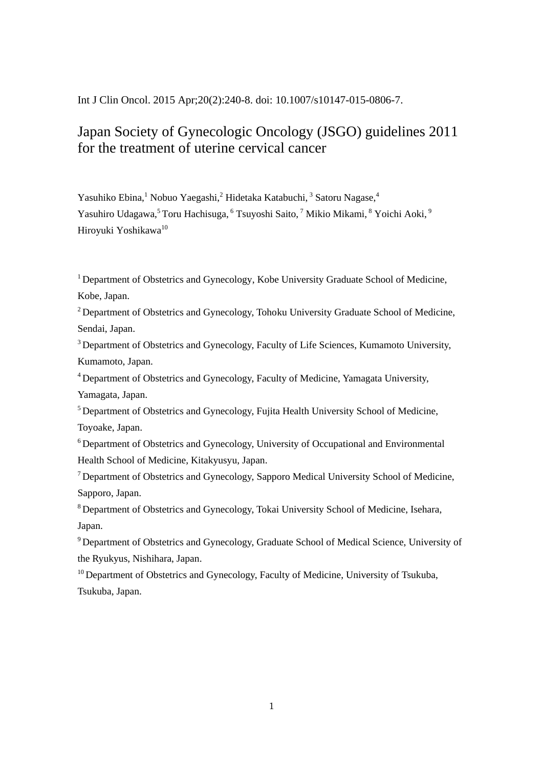Int J Clin Oncol. 2015 Apr;20(2):240-8. doi: 10.1007/s10147-015-0806-7.

# Japan Society of Gynecologic Oncology (JSGO) guidelines 2011 for the treatment of uterine cervical cancer

Yasuhiko Ebina,[1] Nobuo Yaegashi,[2] Hidetaka Katabuchi,[3] Satoru Nagase,[4] Yasuhiro Udagawa,[5] Toru Hachisuga,[6] Tsuyoshi Saito,[7] Mikio Mikami,[8] Yoichi Aoki,[9] Hiroyuki Yoshikawa[10]

[1] Department of Obstetrics and Gynecology, Kobe University Graduate School of Medicine, Kobe, Japan.

[2] Department of Obstetrics and Gynecology, Tohoku University Graduate School of Medicine, Sendai, Japan.

[3] Department of Obstetrics and Gynecology, Faculty of Life Sciences, Kumamoto University, Kumamoto, Japan.

[4] Department of Obstetrics and Gynecology, Faculty of Medicine, Yamagata University, Yamagata, Japan.

[5] Department of Obstetrics and Gynecology, Fujita Health University School of Medicine, Toyoake, Japan.

[6] Department of Obstetrics and Gynecology, University of Occupational and Environmental Health School of Medicine, Kitakyusyu, Japan.

[7] Department of Obstetrics and Gynecology, Sapporo Medical University School of Medicine, Sapporo, Japan.

[8] Department of Obstetrics and Gynecology, Tokai University School of Medicine, Isehara, Japan.

[9] Department of Obstetrics and Gynecology, Graduate School of Medical Science, University of the Ryukyus, Nishihara, Japan.

[10] Department of Obstetrics and Gynecology, Faculty of Medicine, University of Tsukuba, Tsukuba, Japan.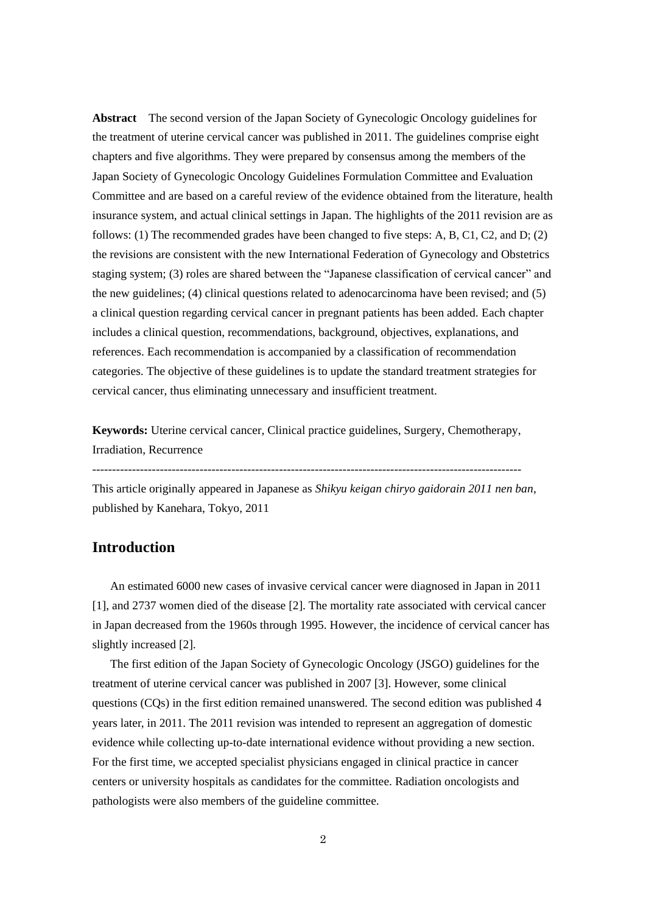**Abstract** The second version of the Japan Society of Gynecologic Oncology guidelines for the treatment of uterine cervical cancer was published in 2011. The guidelines comprise eight chapters and five algorithms. They were prepared by consensus among the members of the Japan Society of Gynecologic Oncology Guidelines Formulation Committee and Evaluation Committee and are based on a careful review of the evidence obtained from the literature, health insurance system, and actual clinical settings in Japan. The highlights of the 2011 revision are as follows: (1) The recommended grades have been changed to five steps: A, B, C1, C2, and D; (2) the revisions are consistent with the new International Federation of Gynecology and Obstetrics staging system; (3) roles are shared between the "Japanese classification of cervical cancer" and the new guidelines; (4) clinical questions related to adenocarcinoma have been revised; and (5) a clinical question regarding cervical cancer in pregnant patients has been added. Each chapter includes a clinical question, recommendations, background, objectives, explanations, and references. Each recommendation is accompanied by a classification of recommendation categories. The objective of these guidelines is to update the standard treatment strategies for cervical cancer, thus eliminating unnecessary and insufficient treatment.

**Keywords:** Uterine cervical cancer, Clinical practice guidelines, Surgery, Chemotherapy, Irradiation, Recurrence

---

This article originally appeared in Japanese as *Shikyu keigan chiryo gaidorain 2011 nen ban*, published by Kanehara, Tokyo, 2011

## Introduction

An estimated 6000 new cases of invasive cervical cancer were diagnosed in Japan in 2011 [1], and 2737 women died of the disease [2]. The mortality rate associated with cervical cancer in Japan decreased from the 1960s through 1995. However, the incidence of cervical cancer has slightly increased [2].

The first edition of the Japan Society of Gynecologic Oncology (JSGO) guidelines for the treatment of uterine cervical cancer was published in 2007 [3]. However, some clinical questions (CQs) in the first edition remained unanswered. The second edition was published 4 years later, in 2011. The 2011 revision was intended to represent an aggregation of domestic evidence while collecting up-to-date international evidence without providing a new section. For the first time, we accepted specialist physicians engaged in clinical practice in cancer centers or university hospitals as candidates for the committee. Radiation oncologists and pathologists were also members of the guideline committee.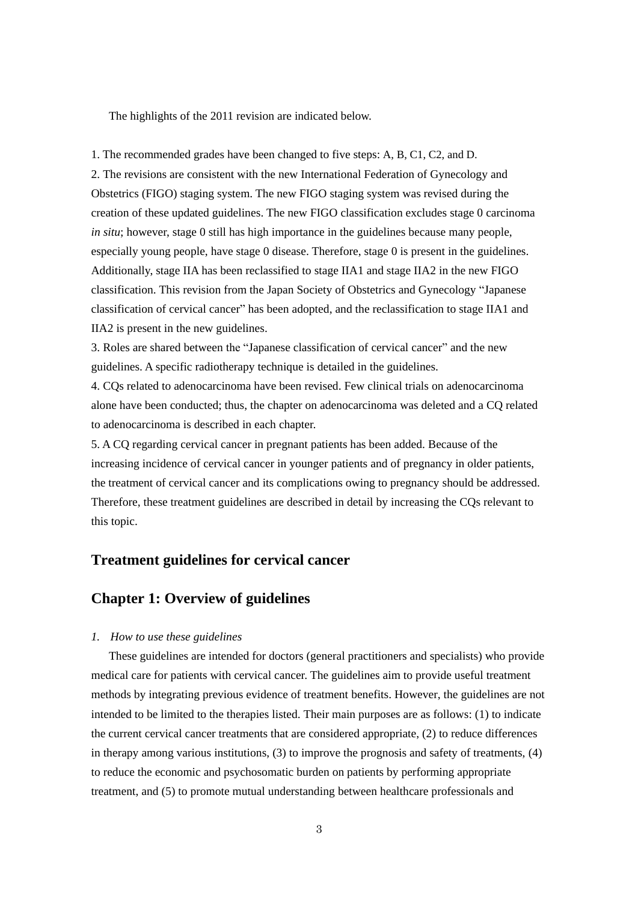The highlights of the 2011 revision are indicated below.

1. The recommended grades have been changed to five steps: A, B, C1, C2, and D.
2. The revisions are consistent with the new International Federation of Gynecology and Obstetrics (FIGO) staging system. The new FIGO staging system was revised during the creation of these updated guidelines. The new FIGO classification excludes stage 0 carcinoma *in situ*; however, stage 0 still has high importance in the guidelines because many people, especially young people, have stage 0 disease. Therefore, stage 0 is present in the guidelines. Additionally, stage IIA has been reclassified to stage IIA1 and stage IIA2 in the new FIGO classification. This revision from the Japan Society of Obstetrics and Gynecology "Japanese classification of cervical cancer" has been adopted, and the reclassification to stage IIA1 and IIA2 is present in the new guidelines.
3. Roles are shared between the "Japanese classification of cervical cancer" and the new guidelines. A specific radiotherapy technique is detailed in the guidelines.
4. CQs related to adenocarcinoma have been revised. Few clinical trials on adenocarcinoma alone have been conducted; thus, the chapter on adenocarcinoma was deleted and a CQ related to adenocarcinoma is described in each chapter.
5. A CQ regarding cervical cancer in pregnant patients has been added. Because of the increasing incidence of cervical cancer in younger patients and of pregnancy in older patients, the treatment of cervical cancer and its complications owing to pregnancy should be addressed. Therefore, these treatment guidelines are described in detail by increasing the CQs relevant to this topic.

## Treatment guidelines for cervical cancer

## Chapter 1: Overview of guidelines

*1. How to use these guidelines*

These guidelines are intended for doctors (general practitioners and specialists) who provide medical care for patients with cervical cancer. The guidelines aim to provide useful treatment methods by integrating previous evidence of treatment benefits. However, the guidelines are not intended to be limited to the therapies listed. Their main purposes are as follows: (1) to indicate the current cervical cancer treatments that are considered appropriate, (2) to reduce differences in therapy among various institutions, (3) to improve the prognosis and safety of treatments, (4) to reduce the economic and psychosomatic burden on patients by performing appropriate treatment, and (5) to promote mutual understanding between healthcare professionals and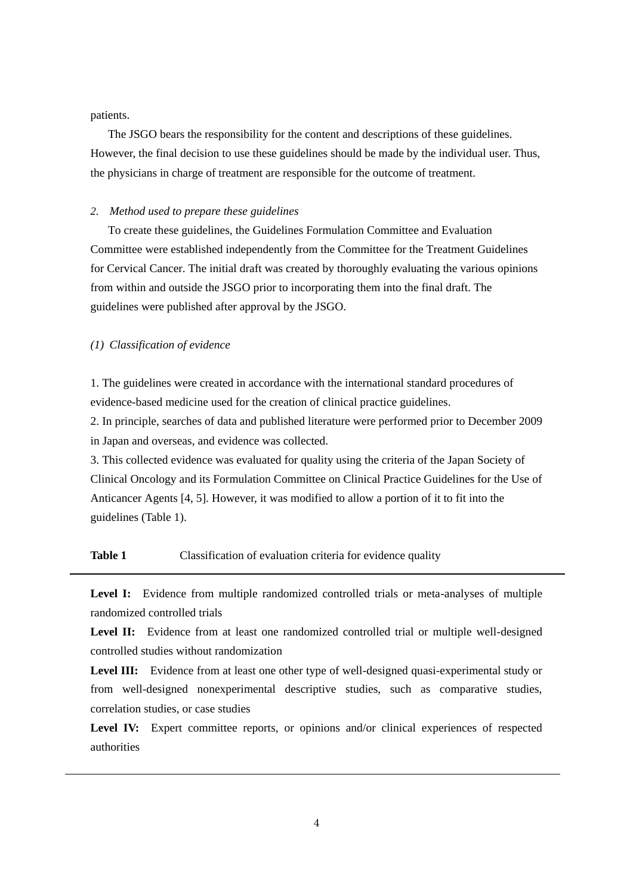patients.

The JSGO bears the responsibility for the content and descriptions of these guidelines. However, the final decision to use these guidelines should be made by the individual user. Thus, the physicians in charge of treatment are responsible for the outcome of treatment.

*2. Method used to prepare these guidelines*

To create these guidelines, the Guidelines Formulation Committee and Evaluation Committee were established independently from the Committee for the Treatment Guidelines for Cervical Cancer. The initial draft was created by thoroughly evaluating the various opinions from within and outside the JSGO prior to incorporating them into the final draft. The guidelines were published after approval by the JSGO.

*(1) Classification of evidence*

1. The guidelines were created in accordance with the international standard procedures of evidence-based medicine used for the creation of clinical practice guidelines.
2. In principle, searches of data and published literature were performed prior to December 2009 in Japan and overseas, and evidence was collected.
3. This collected evidence was evaluated for quality using the criteria of the Japan Society of Clinical Oncology and its Formulation Committee on Clinical Practice Guidelines for the Use of Anticancer Agents [4, 5]. However, it was modified to allow a portion of it to fit into the guidelines (Table 1).

**Table 1** Classification of evaluation criteria for evidence quality

**Level I:** Evidence from multiple randomized controlled trials or meta-analyses of multiple randomized controlled trials

**Level II:** Evidence from at least one randomized controlled trial or multiple well-designed controlled studies without randomization

**Level III:** Evidence from at least one other type of well-designed quasi-experimental study or from well-designed nonexperimental descriptive studies, such as comparative studies, correlation studies, or case studies

**Level IV:** Expert committee reports, or opinions and/or clinical experiences of respected authorities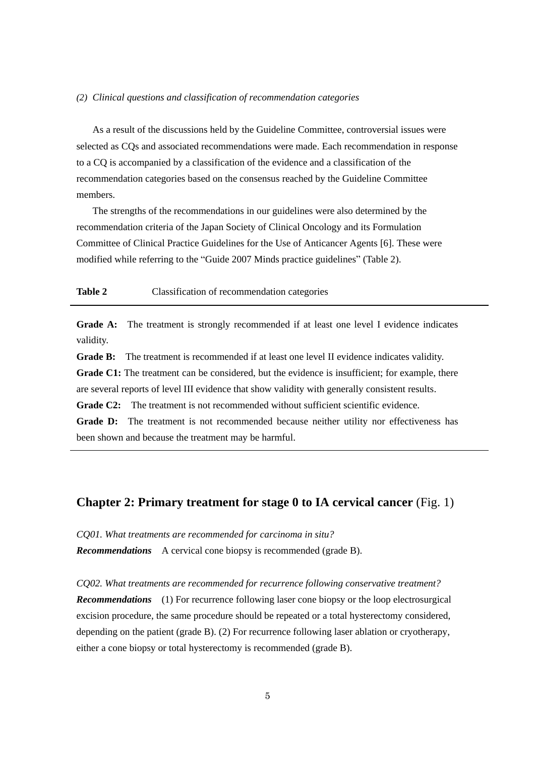*(2) Clinical questions and classification of recommendation categories*

As a result of the discussions held by the Guideline Committee, controversial issues were selected as CQs and associated recommendations were made. Each recommendation in response to a CQ is accompanied by a classification of the evidence and a classification of the recommendation categories based on the consensus reached by the Guideline Committee members.

The strengths of the recommendations in our guidelines were also determined by the recommendation criteria of the Japan Society of Clinical Oncology and its Formulation Committee of Clinical Practice Guidelines for the Use of Anticancer Agents [6]. These were modified while referring to the “Guide 2007 Minds practice guidelines” (Table 2).

**Table 2** Classification of recommendation categories

**Grade A:** The treatment is strongly recommended if at least one level I evidence indicates validity.

**Grade B:** The treatment is recommended if at least one level II evidence indicates validity.

**Grade C1:** The treatment can be considered, but the evidence is insufficient; for example, there are several reports of level III evidence that show validity with generally consistent results.

**Grade C2:** The treatment is not recommended without sufficient scientific evidence.

**Grade D:** The treatment is not recommended because neither utility nor effectiveness has been shown and because the treatment may be harmful.

## Chapter 2: Primary treatment for stage 0 to IA cervical cancer (Fig. 1)

*CQ01. What treatments are recommended for carcinoma in situ?*
***Recommendations*** A cervical cone biopsy is recommended (grade B).

*CQ02. What treatments are recommended for recurrence following conservative treatment?*
***Recommendations*** (1) For recurrence following laser cone biopsy or the loop electrosurgical excision procedure, the same procedure should be repeated or a total hysterectomy considered, depending on the patient (grade B). (2) For recurrence following laser ablation or cryotherapy, either a cone biopsy or total hysterectomy is recommended (grade B).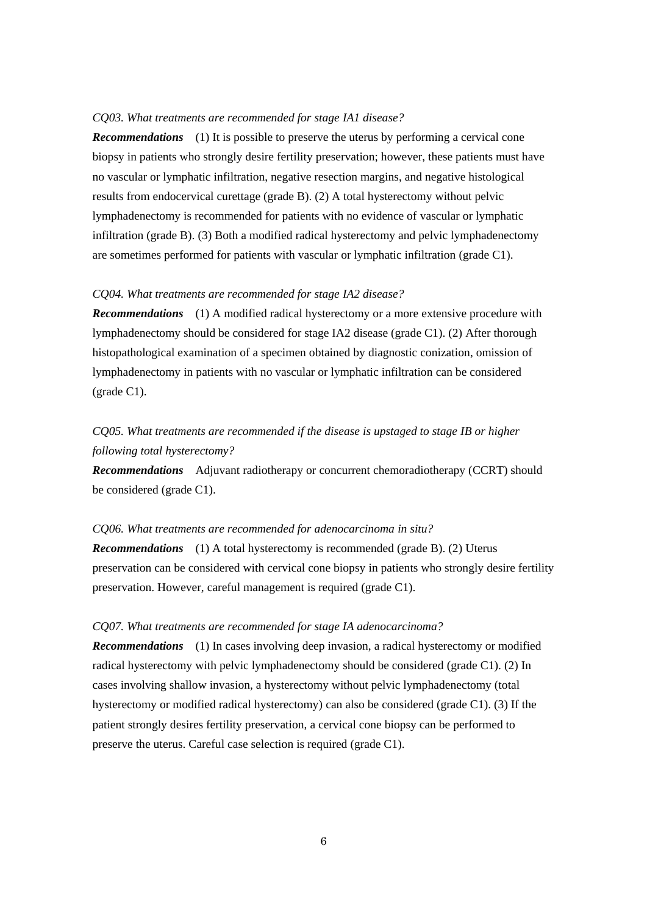*CQ03. What treatments are recommended for stage IA1 disease?*

***Recommendations*** (1) It is possible to preserve the uterus by performing a cervical cone biopsy in patients who strongly desire fertility preservation; however, these patients must have no vascular or lymphatic infiltration, negative resection margins, and negative histological results from endocervical curettage (grade B). (2) A total hysterectomy without pelvic lymphadenectomy is recommended for patients with no evidence of vascular or lymphatic infiltration (grade B). (3) Both a modified radical hysterectomy and pelvic lymphadenectomy are sometimes performed for patients with vascular or lymphatic infiltration (grade C1).

*CQ04. What treatments are recommended for stage IA2 disease?*

***Recommendations*** (1) A modified radical hysterectomy or a more extensive procedure with lymphadenectomy should be considered for stage IA2 disease (grade C1). (2) After thorough histopathological examination of a specimen obtained by diagnostic conization, omission of lymphadenectomy in patients with no vascular or lymphatic infiltration can be considered (grade C1).

*CQ05. What treatments are recommended if the disease is upstaged to stage IB or higher following total hysterectomy?*

***Recommendations*** Adjuvant radiotherapy or concurrent chemoradiotherapy (CCRT) should be considered (grade C1).

*CQ06. What treatments are recommended for adenocarcinoma in situ?*

***Recommendations*** (1) A total hysterectomy is recommended (grade B). (2) Uterus preservation can be considered with cervical cone biopsy in patients who strongly desire fertility preservation. However, careful management is required (grade C1).

*CQ07. What treatments are recommended for stage IA adenocarcinoma?*

***Recommendations*** (1) In cases involving deep invasion, a radical hysterectomy or modified radical hysterectomy with pelvic lymphadenectomy should be considered (grade C1). (2) In cases involving shallow invasion, a hysterectomy without pelvic lymphadenectomy (total hysterectomy or modified radical hysterectomy) can also be considered (grade C1). (3) If the patient strongly desires fertility preservation, a cervical cone biopsy can be performed to preserve the uterus. Careful case selection is required (grade C1).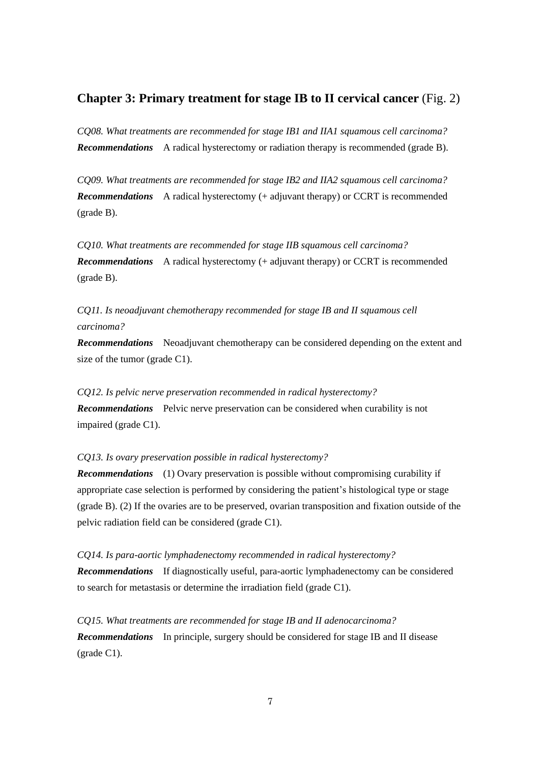## **Chapter 3: Primary treatment for stage IB to II cervical cancer** (Fig. 2)

*CQ08. What treatments are recommended for stage IB1 and IIA1 squamous cell carcinoma?*
***Recommendations*** A radical hysterectomy or radiation therapy is recommended (grade B).

*CQ09. What treatments are recommended for stage IB2 and IIA2 squamous cell carcinoma?*
***Recommendations*** A radical hysterectomy (+ adjuvant therapy) or CCRT is recommended (grade B).

*CQ10. What treatments are recommended for stage IIB squamous cell carcinoma?*
***Recommendations*** A radical hysterectomy (+ adjuvant therapy) or CCRT is recommended (grade B).

*CQ11. Is neoadjuvant chemotherapy recommended for stage IB and II squamous cell carcinoma?*
***Recommendations*** Neoadjuvant chemotherapy can be considered depending on the extent and size of the tumor (grade C1).

*CQ12. Is pelvic nerve preservation recommended in radical hysterectomy?*
***Recommendations*** Pelvic nerve preservation can be considered when curability is not impaired (grade C1).

*CQ13. Is ovary preservation possible in radical hysterectomy?*
***Recommendations*** (1) Ovary preservation is possible without compromising curability if appropriate case selection is performed by considering the patient's histological type or stage (grade B). (2) If the ovaries are to be preserved, ovarian transposition and fixation outside of the pelvic radiation field can be considered (grade C1).

*CQ14. Is para-aortic lymphadenectomy recommended in radical hysterectomy?*
***Recommendations*** If diagnostically useful, para-aortic lymphadenectomy can be considered to search for metastasis or determine the irradiation field (grade C1).

*CQ15. What treatments are recommended for stage IB and II adenocarcinoma?*
***Recommendations*** In principle, surgery should be considered for stage IB and II disease (grade C1).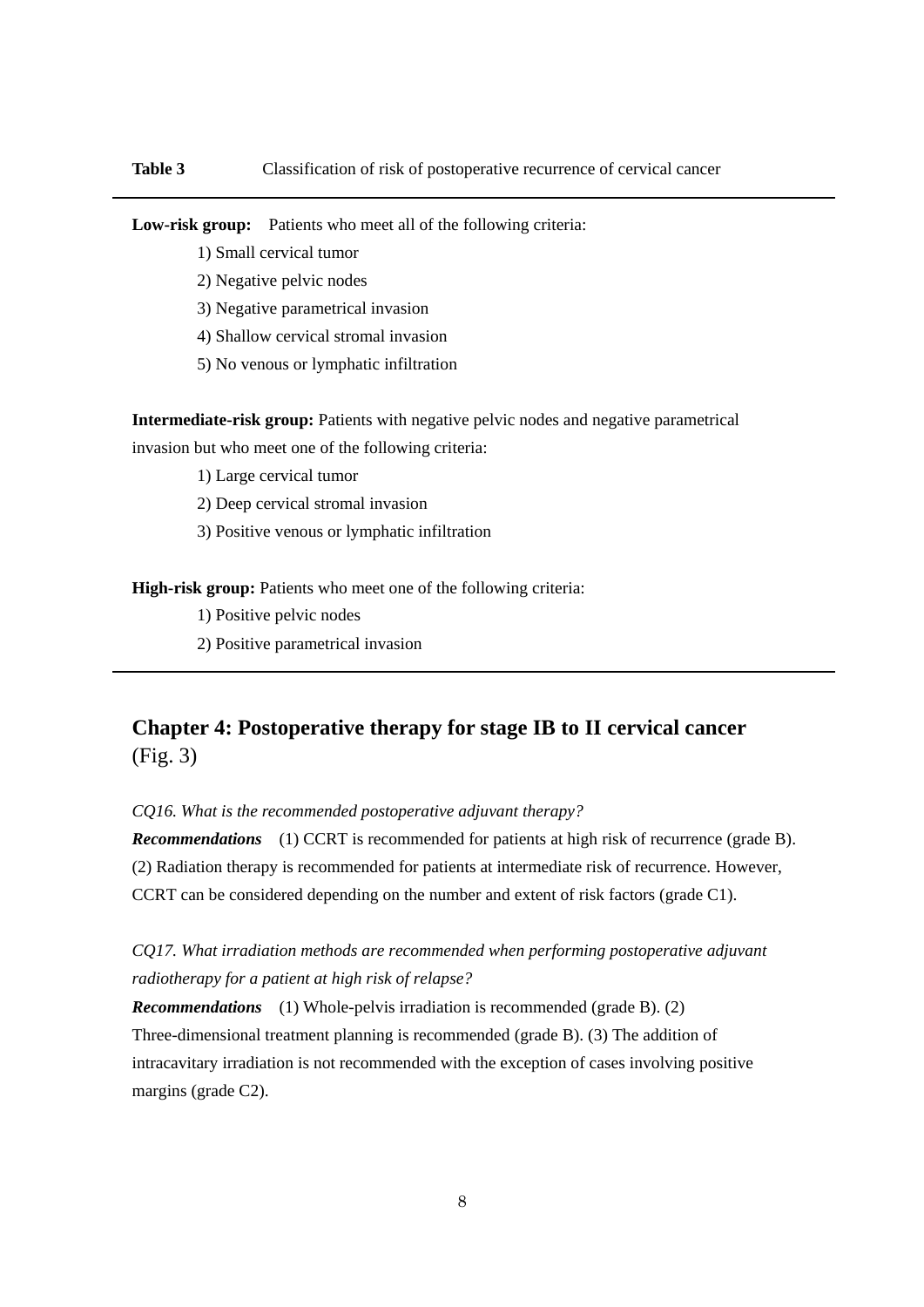**Table 3** Classification of risk of postoperative recurrence of cervical cancer

**Low-risk group:** Patients who meet all of the following criteria:

1) Small cervical tumor
2) Negative pelvic nodes
3) Negative parametrical invasion
4) Shallow cervical stromal invasion
5) No venous or lymphatic infiltration

**Intermediate-risk group:** Patients with negative pelvic nodes and negative parametrical invasion but who meet one of the following criteria:

1) Large cervical tumor
2) Deep cervical stromal invasion
3) Positive venous or lymphatic infiltration

**High-risk group:** Patients who meet one of the following criteria:

1) Positive pelvic nodes
2) Positive parametrical invasion

## Chapter 4: Postoperative therapy for stage IB to II cervical cancer (Fig. 3)

*CQ16. What is the recommended postoperative adjuvant therapy?*

***Recommendations*** (1) CCRT is recommended for patients at high risk of recurrence (grade B). (2) Radiation therapy is recommended for patients at intermediate risk of recurrence. However, CCRT can be considered depending on the number and extent of risk factors (grade C1).

*CQ17. What irradiation methods are recommended when performing postoperative adjuvant radiotherapy for a patient at high risk of relapse?*

***Recommendations*** (1) Whole-pelvis irradiation is recommended (grade B). (2) Three-dimensional treatment planning is recommended (grade B). (3) The addition of intracavitary irradiation is not recommended with the exception of cases involving positive margins (grade C2).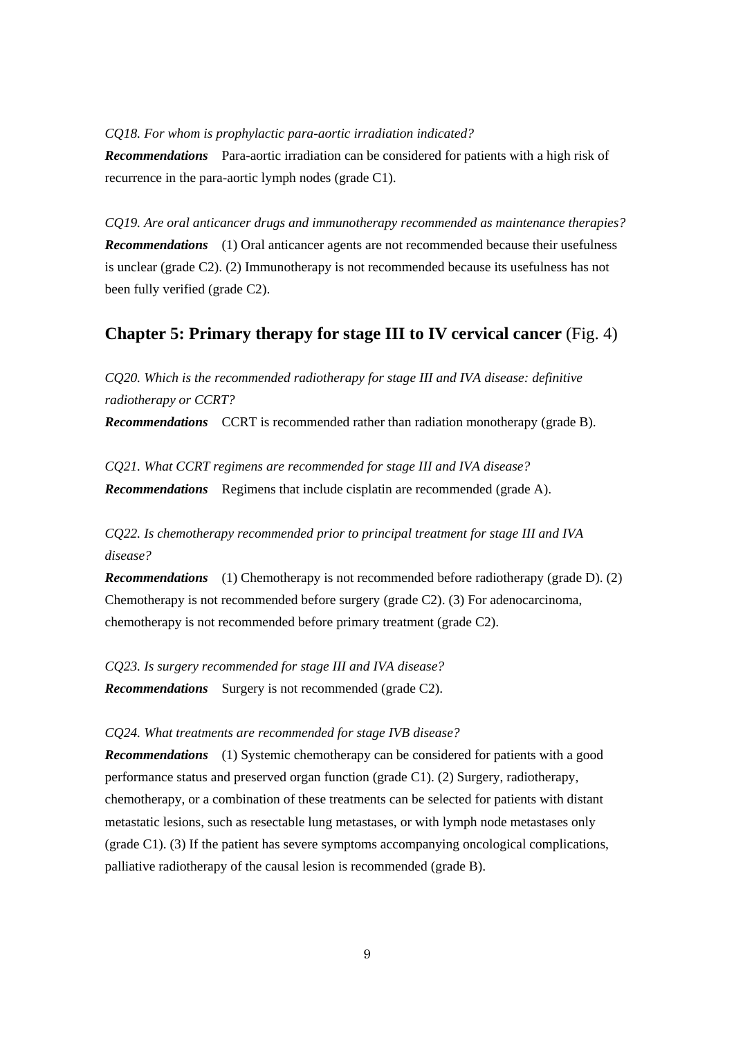*CQ18. For whom is prophylactic para-aortic irradiation indicated?*

***Recommendations*** Para-aortic irradiation can be considered for patients with a high risk of recurrence in the para-aortic lymph nodes (grade C1).

*CQ19. Are oral anticancer drugs and immunotherapy recommended as maintenance therapies?*

***Recommendations*** (1) Oral anticancer agents are not recommended because their usefulness is unclear (grade C2). (2) Immunotherapy is not recommended because its usefulness has not been fully verified (grade C2).

## **Chapter 5: Primary therapy for stage III to IV cervical cancer** (Fig. 4)

*CQ20. Which is the recommended radiotherapy for stage III and IVA disease: definitive radiotherapy or CCRT?*

***Recommendations*** CCRT is recommended rather than radiation monotherapy (grade B).

*CQ21. What CCRT regimens are recommended for stage III and IVA disease?*

***Recommendations*** Regimens that include cisplatin are recommended (grade A).

*CQ22. Is chemotherapy recommended prior to principal treatment for stage III and IVA disease?*

***Recommendations*** (1) Chemotherapy is not recommended before radiotherapy (grade D). (2) Chemotherapy is not recommended before surgery (grade C2). (3) For adenocarcinoma, chemotherapy is not recommended before primary treatment (grade C2).

*CQ23. Is surgery recommended for stage III and IVA disease?*

***Recommendations*** Surgery is not recommended (grade C2).

*CQ24. What treatments are recommended for stage IVB disease?*

***Recommendations*** (1) Systemic chemotherapy can be considered for patients with a good performance status and preserved organ function (grade C1). (2) Surgery, radiotherapy, chemotherapy, or a combination of these treatments can be selected for patients with distant metastatic lesions, such as resectable lung metastases, or with lymph node metastases only (grade C1). (3) If the patient has severe symptoms accompanying oncological complications, palliative radiotherapy of the causal lesion is recommended (grade B).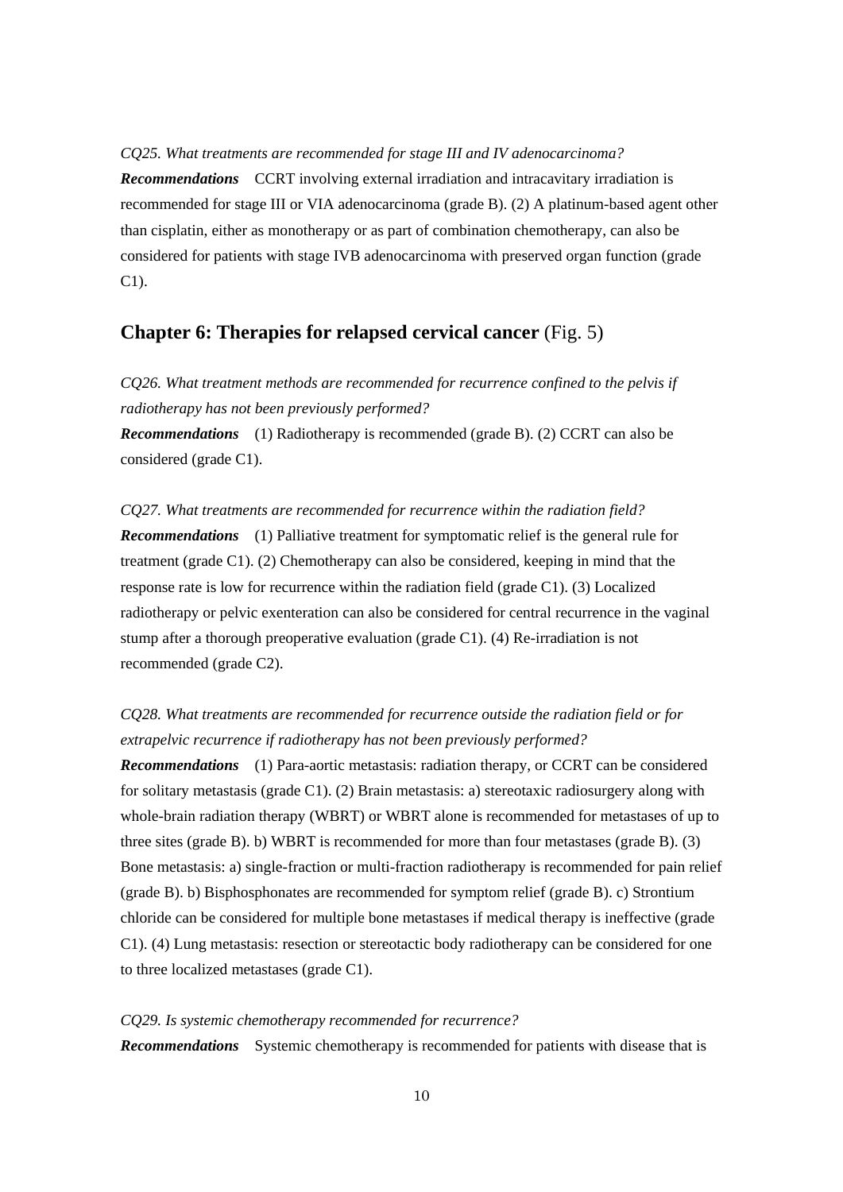*CQ25. What treatments are recommended for stage III and IV adenocarcinoma?*

***Recommendations*** CCRT involving external irradiation and intracavitary irradiation is recommended for stage III or VIA adenocarcinoma (grade B). (2) A platinum-based agent other than cisplatin, either as monotherapy or as part of combination chemotherapy, can also be considered for patients with stage IVB adenocarcinoma with preserved organ function (grade C1).

## **Chapter 6: Therapies for relapsed cervical cancer** (Fig. 5)

*CQ26. What treatment methods are recommended for recurrence confined to the pelvis if radiotherapy has not been previously performed?*

***Recommendations*** (1) Radiotherapy is recommended (grade B). (2) CCRT can also be considered (grade C1).

*CQ27. What treatments are recommended for recurrence within the radiation field?*

***Recommendations*** (1) Palliative treatment for symptomatic relief is the general rule for treatment (grade C1). (2) Chemotherapy can also be considered, keeping in mind that the response rate is low for recurrence within the radiation field (grade C1). (3) Localized radiotherapy or pelvic exenteration can also be considered for central recurrence in the vaginal stump after a thorough preoperative evaluation (grade C1). (4) Re-irradiation is not recommended (grade C2).

*CQ28. What treatments are recommended for recurrence outside the radiation field or for extrapelvic recurrence if radiotherapy has not been previously performed?*

***Recommendations*** (1) Para-aortic metastasis: radiation therapy, or CCRT can be considered for solitary metastasis (grade C1). (2) Brain metastasis: a) stereotaxic radiosurgery along with whole-brain radiation therapy (WBRT) or WBRT alone is recommended for metastases of up to three sites (grade B). b) WBRT is recommended for more than four metastases (grade B). (3) Bone metastasis: a) single-fraction or multi-fraction radiotherapy is recommended for pain relief (grade B). b) Bisphosphonates are recommended for symptom relief (grade B). c) Strontium chloride can be considered for multiple bone metastases if medical therapy is ineffective (grade C1). (4) Lung metastasis: resection or stereotactic body radiotherapy can be considered for one to three localized metastases (grade C1).

*CQ29. Is systemic chemotherapy recommended for recurrence?*

***Recommendations*** Systemic chemotherapy is recommended for patients with disease that is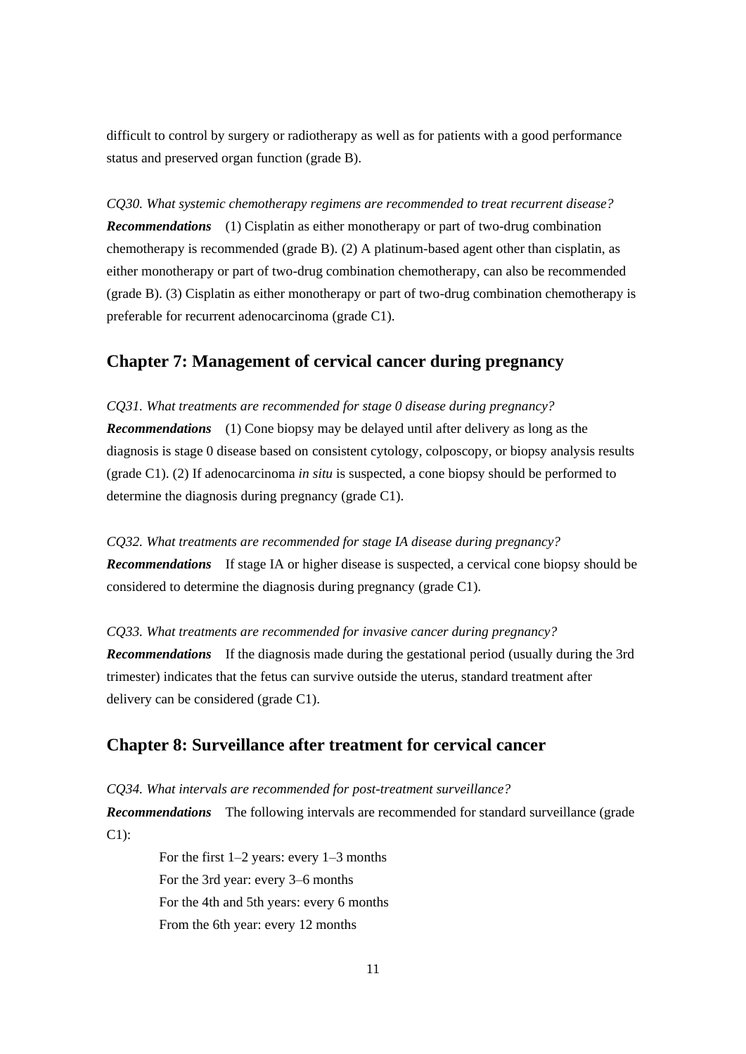difficult to control by surgery or radiotherapy as well as for patients with a good performance status and preserved organ function (grade B).

*CQ30. What systemic chemotherapy regimens are recommended to treat recurrent disease?*

***Recommendations*** (1) Cisplatin as either monotherapy or part of two-drug combination chemotherapy is recommended (grade B). (2) A platinum-based agent other than cisplatin, as either monotherapy or part of two-drug combination chemotherapy, can also be recommended (grade B). (3) Cisplatin as either monotherapy or part of two-drug combination chemotherapy is preferable for recurrent adenocarcinoma (grade C1).

## Chapter 7: Management of cervical cancer during pregnancy

*CQ31. What treatments are recommended for stage 0 disease during pregnancy?*

***Recommendations*** (1) Cone biopsy may be delayed until after delivery as long as the diagnosis is stage 0 disease based on consistent cytology, colposcopy, or biopsy analysis results (grade C1). (2) If adenocarcinoma *in situ* is suspected, a cone biopsy should be performed to determine the diagnosis during pregnancy (grade C1).

*CQ32. What treatments are recommended for stage IA disease during pregnancy?*

***Recommendations*** If stage IA or higher disease is suspected, a cervical cone biopsy should be considered to determine the diagnosis during pregnancy (grade C1).

*CQ33. What treatments are recommended for invasive cancer during pregnancy?*

***Recommendations*** If the diagnosis made during the gestational period (usually during the 3rd trimester) indicates that the fetus can survive outside the uterus, standard treatment after delivery can be considered (grade C1).

## Chapter 8: Surveillance after treatment for cervical cancer

*CQ34. What intervals are recommended for post-treatment surveillance?*

***Recommendations*** The following intervals are recommended for standard surveillance (grade C1):

For the first 1–2 years: every 1–3 months
For the 3rd year: every 3–6 months
For the 4th and 5th years: every 6 months
From the 6th year: every 12 months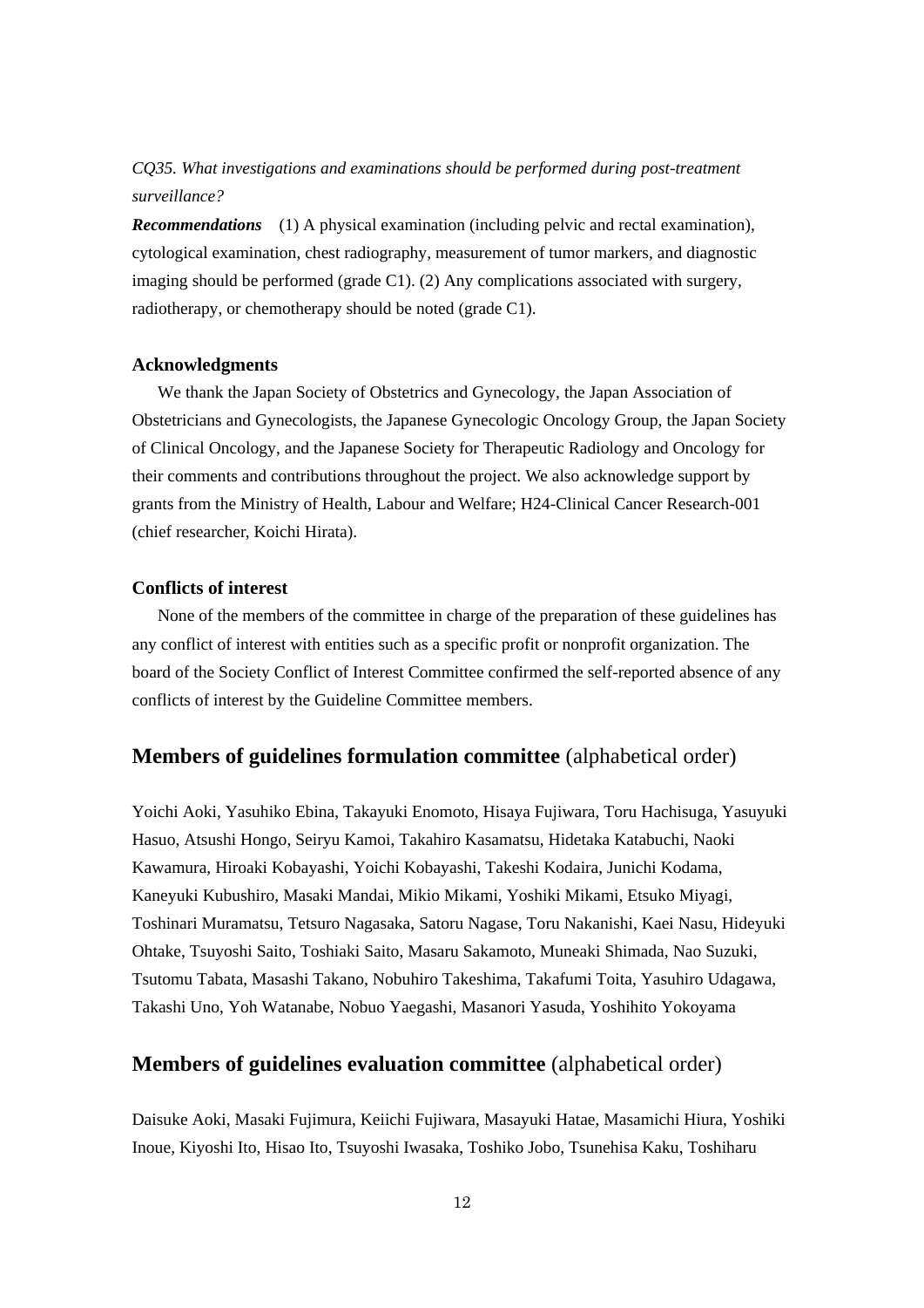*CQ35. What investigations and examinations should be performed during post-treatment surveillance?*

***Recommendations*** (1) A physical examination (including pelvic and rectal examination), cytological examination, chest radiography, measurement of tumor markers, and diagnostic imaging should be performed (grade C1). (2) Any complications associated with surgery, radiotherapy, or chemotherapy should be noted (grade C1).

### Acknowledgments

We thank the Japan Society of Obstetrics and Gynecology, the Japan Association of Obstetricians and Gynecologists, the Japanese Gynecologic Oncology Group, the Japan Society of Clinical Oncology, and the Japanese Society for Therapeutic Radiology and Oncology for their comments and contributions throughout the project. We also acknowledge support by grants from the Ministry of Health, Labour and Welfare; H24-Clinical Cancer Research-001 (chief researcher, Koichi Hirata).

### Conflicts of interest

None of the members of the committee in charge of the preparation of these guidelines has any conflict of interest with entities such as a specific profit or nonprofit organization. The board of the Society Conflict of Interest Committee confirmed the self-reported absence of any conflicts of interest by the Guideline Committee members.

## **Members of guidelines formulation committee** (alphabetical order)

Yoichi Aoki, Yasuhiko Ebina, Takayuki Enomoto, Hisaya Fujiwara, Toru Hachisuga, Yasuyuki Hasuo, Atsushi Hongo, Seiryu Kamoi, Takahiro Kasamatsu, Hidetaka Katabuchi, Naoki Kawamura, Hiroaki Kobayashi, Yoichi Kobayashi, Takeshi Kodaira, Junichi Kodama, Kaneyuki Kubushiro, Masaki Mandai, Mikio Mikami, Yoshiki Mikami, Etsuko Miyagi, Toshinari Muramatsu, Tetsuro Nagasaka, Satoru Nagase, Toru Nakanishi, Kaei Nasu, Hideyuki Ohtake, Tsuyoshi Saito, Toshiaki Saito, Masaru Sakamoto, Muneaki Shimada, Nao Suzuki, Tsutomu Tabata, Masashi Takano, Nobuhiro Takeshima, Takafumi Toita, Yasuhiro Udagawa, Takashi Uno, Yoh Watanabe, Nobuo Yaegashi, Masanori Yasuda, Yoshihito Yokoyama

## **Members of guidelines evaluation committee** (alphabetical order)

Daisuke Aoki, Masaki Fujimura, Keiichi Fujiwara, Masayuki Hatae, Masamichi Hiura, Yoshiki Inoue, Kiyoshi Ito, Hisao Ito, Tsuyoshi Iwasaka, Toshiko Jobo, Tsunehisa Kaku, Toshiharu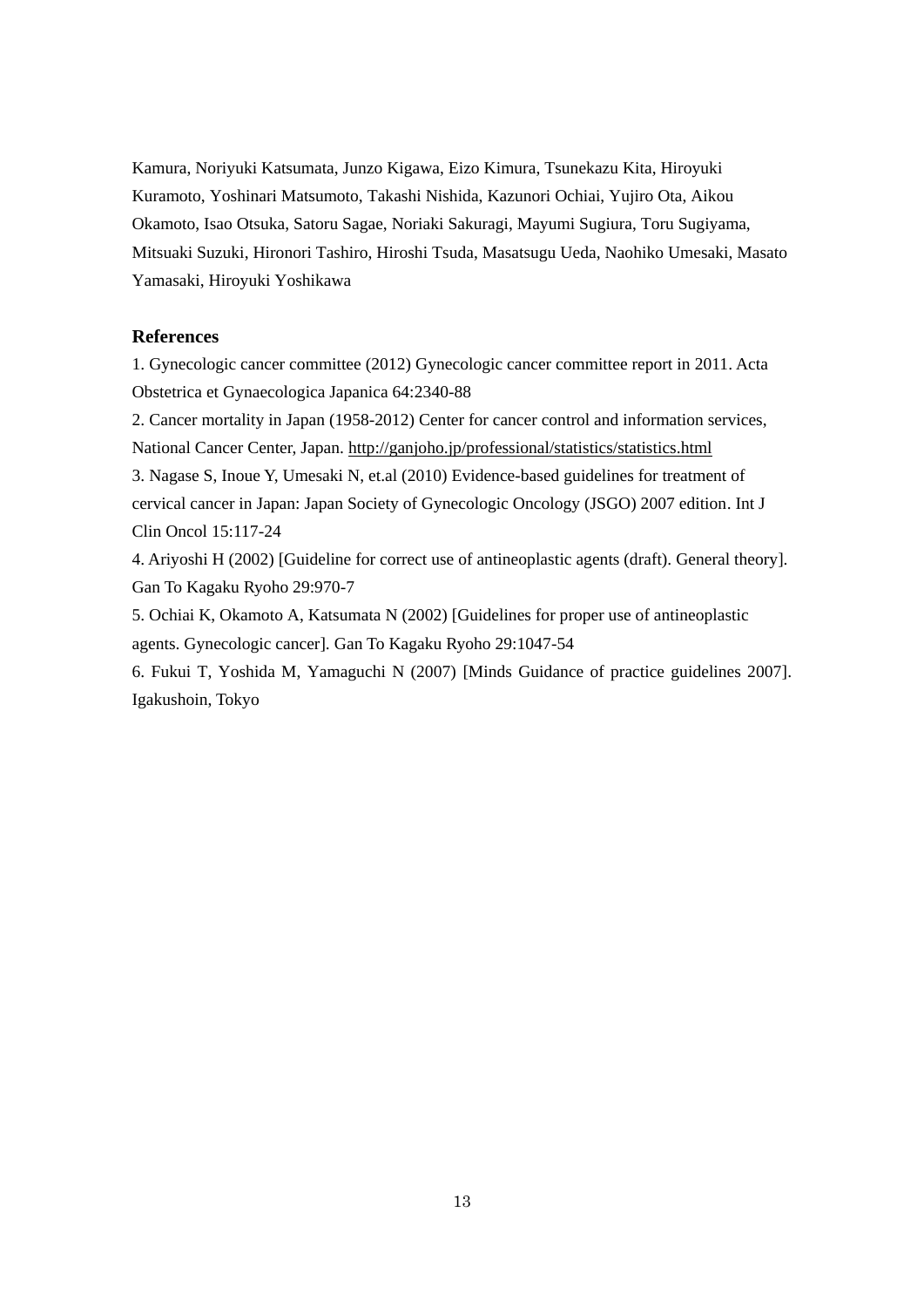Kamura, Noriyuki Katsumata, Junzo Kigawa, Eizo Kimura, Tsunekazu Kita, Hiroyuki Kuramoto, Yoshinari Matsumoto, Takashi Nishida, Kazunori Ochiai, Yujiro Ota, Aikou Okamoto, Isao Otsuka, Satoru Sagae, Noriaki Sakuragi, Mayumi Sugiura, Toru Sugiyama, Mitsuaki Suzuki, Hironori Tashiro, Hiroshi Tsuda, Masatsugu Ueda, Naohiko Umesaki, Masato Yamasaki, Hiroyuki Yoshikawa

## References

1. Gynecologic cancer committee (2012) Gynecologic cancer committee report in 2011. Acta Obstetrica et Gynaecologica Japanica 64:2340-88
2. Cancer mortality in Japan (1958-2012) Center for cancer control and information services, National Cancer Center, Japan. http://ganjoho.jp/professional/statistics/statistics.html
3. Nagase S, Inoue Y, Umesaki N, et.al (2010) Evidence-based guidelines for treatment of cervical cancer in Japan: Japan Society of Gynecologic Oncology (JSGO) 2007 edition. Int J Clin Oncol 15:117-24
4. Ariyoshi H (2002) [Guideline for correct use of antineoplastic agents (draft). General theory]. Gan To Kagaku Ryoho 29:970-7
5. Ochiai K, Okamoto A, Katsumata N (2002) [Guidelines for proper use of antineoplastic agents. Gynecologic cancer]. Gan To Kagaku Ryoho 29:1047-54
6. Fukui T, Yoshida M, Yamaguchi N (2007) [Minds Guidance of practice guidelines 2007]. Igakushoin, Tokyo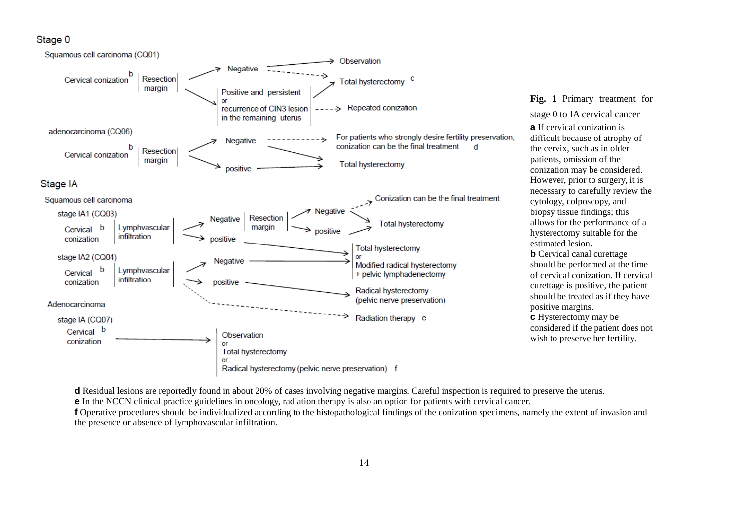## Stage 0

Squamous cell carcinoma (CQ01)

Cervical conization[b] | Resection margin
- Negative → Observation
- Negative ⇢ Total hysterectomy[c]
- Positive and persistent or recurrence of CIN3 lesion in the remaining uterus → Total hysterectomy[c]
- Positive and persistent or recurrence of CIN3 lesion in the remaining uterus ⇢ Repeated conization

adenocarcinoma (CQ06)

Cervical conization[b] | Resection margin
- Negative ⇢ For patients who strongly desire fertility preservation, conization can be the final treatment[d]
- Negative → Total hysterectomy
- positive → Total hysterectomy

## Stage IA

Squamous cell carcinoma

stage IA1 (CQ03)

Cervical conization[b] | Lymphvascular infiltration
- Negative | Resection margin
  - Negative ⇢ Conization can be the final treatment
  - Negative → Total hysterectomy
  - positive → Total hysterectomy
- positive → Total hysterectomy or Modified radical hysterectomy + pelvic lymphadenectomy

stage IA2 (CQ04)

Cervical conization[b] | Lymphvascular infiltration
- Negative → Total hysterectomy or Modified radical hysterectomy + pelvic lymphadenectomy
- positive → Radical hysterectomy (pelvic nerve preservation)
- ⇢ Radiation therapy[e]

Adenocarcinoma

stage IA (CQ07)

Cervical conization[b] → Observation or Total hysterectomy or Radical hysterectomy (pelvic nerve preservation)[f]

**Fig. 1** Primary treatment for stage 0 to IA cervical cancer

**a** If cervical conization is difficult because of atrophy of the cervix, such as in older patients, omission of the conization may be considered. However, prior to surgery, it is necessary to carefully review the cytology, colposcopy, and biopsy tissue findings; this allows for the performance of a hysterectomy suitable for the estimated lesion.

**b** Cervical canal curettage should be performed at the time of cervical conization. If cervical curettage is positive, the patient should be treated as if they have positive margins.

**c** Hysterectomy may be considered if the patient does not wish to preserve her fertility.

**d** Residual lesions are reportedly found in about 20% of cases involving negative margins. Careful inspection is required to preserve the uterus.

**e** In the NCCN clinical practice guidelines in oncology, radiation therapy is also an option for patients with cervical cancer.

**f** Operative procedures should be individualized according to the histopathological findings of the conization specimens, namely the extent of invasion and the presence or absence of lymphovascular infiltration.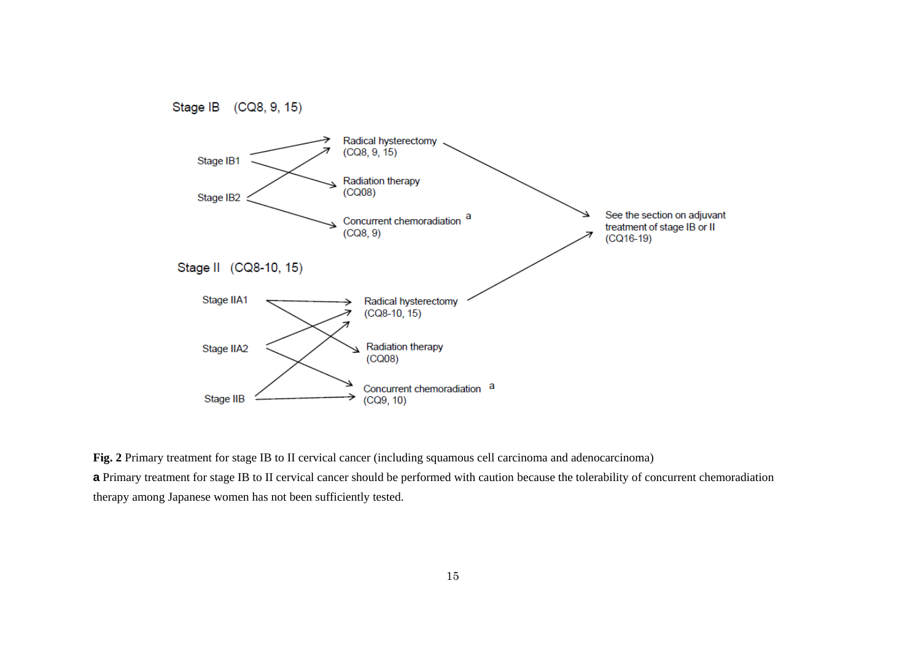**Stage IB (CQ8, 9, 15)**

- Stage IB1 → Radical hysterectomy (CQ8, 9, 15); Radiation therapy (CQ08)
- Stage IB2 → Radical hysterectomy (CQ8, 9, 15); Concurrent chemoradiation [a] (CQ8, 9)
- Radical hysterectomy (CQ8, 9, 15) → See the section on adjuvant treatment of stage IB or II (CQ16-19)

**Stage II (CQ8-10, 15)**

- Stage IIA1 → Radical hysterectomy (CQ8-10, 15); Radiation therapy (CQ08)
- Stage IIA2 → Radical hysterectomy (CQ8-10, 15); Concurrent chemoradiation [a] (CQ9, 10)
- Stage IIB → Radical hysterectomy (CQ8-10, 15); Concurrent chemoradiation [a] (CQ9, 10)
- Radical hysterectomy (CQ8-10, 15) → See the section on adjuvant treatment of stage IB or II (CQ16-19)

**Fig. 2** Primary treatment for stage IB to II cervical cancer (including squamous cell carcinoma and adenocarcinoma)

**a** Primary treatment for stage IB to II cervical cancer should be performed with caution because the tolerability of concurrent chemoradiation therapy among Japanese women has not been sufficiently tested.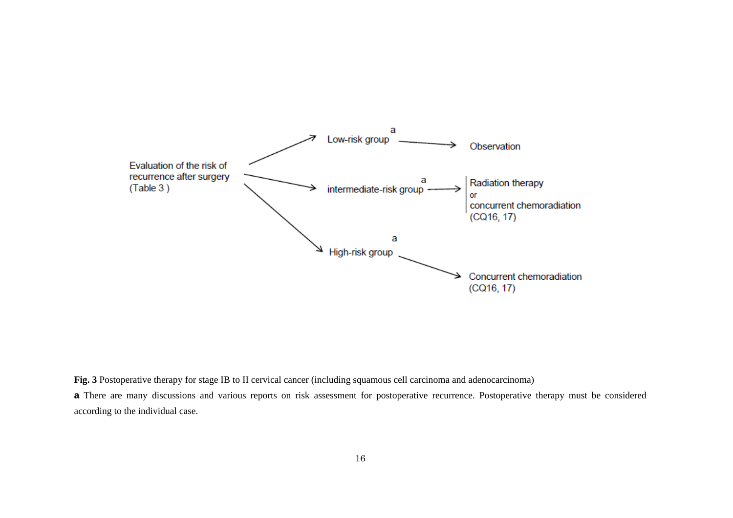Evaluation of the risk of recurrence after surgery (Table 3)

- Low-risk group[a] → Observation
- intermediate-risk group[a] → Radiation therapy or concurrent chemoradiation (CQ16, 17)
- High-risk group[a] → Concurrent chemoradiation (CQ16, 17)

**Fig. 3** Postoperative therapy for stage IB to II cervical cancer (including squamous cell carcinoma and adenocarcinoma)

**a** There are many discussions and various reports on risk assessment for postoperative recurrence. Postoperative therapy must be considered according to the individual case.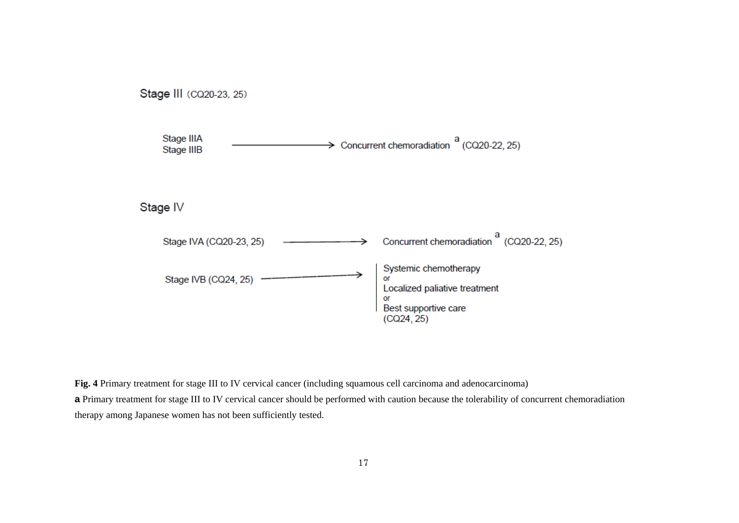## Stage III (CQ20-23, 25)

Stage IIIA
Stage IIIB → Concurrent chemoradiation [a] (CQ20-22, 25)

## Stage IV

Stage IVA (CQ20-23, 25) → Concurrent chemoradiation [a] (CQ20-22, 25)

Stage IVB (CQ24, 25) → Systemic chemotherapy
or
Localized paliative treatment
or
Best supportive care
(CQ24, 25)

**Fig. 4** Primary treatment for stage III to IV cervical cancer (including squamous cell carcinoma and adenocarcinoma)

**a** Primary treatment for stage III to IV cervical cancer should be performed with caution because the tolerability of concurrent chemoradiation therapy among Japanese women has not been sufficiently tested.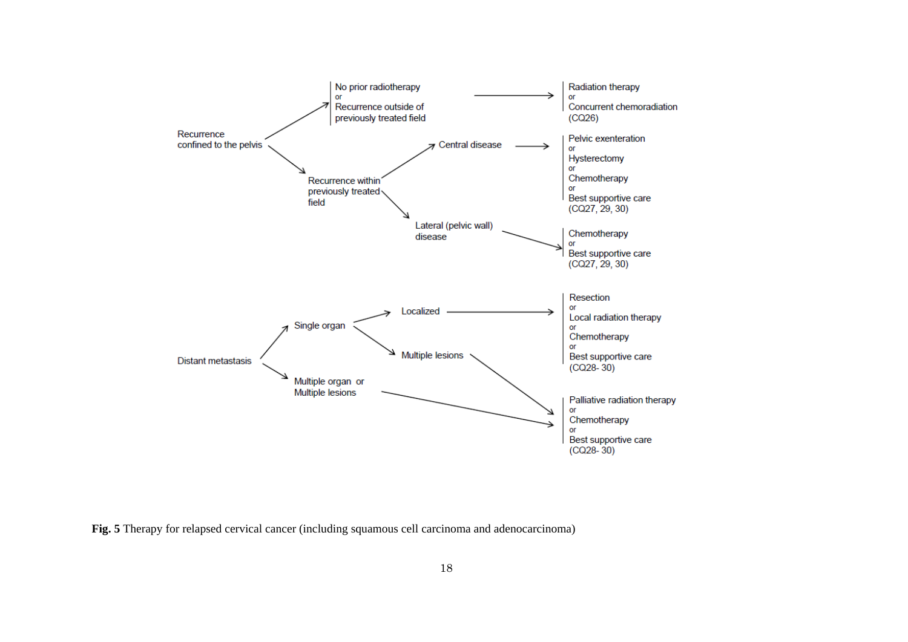Recurrence confined to the pelvis

No prior radiotherapy
or
Recurrence outside of previously treated field

Radiation therapy
or
Concurrent chemoradiation
(CQ26)

Recurrence within previously treated field

Central disease

Pelvic exenteration
or
Hysterectomy
or
Chemotherapy
or
Best supportive care
(CQ27, 29, 30)

Lateral (pelvic wall) disease

Chemotherapy
or
Best supportive care
(CQ27, 29, 30)

Distant metastasis

Single organ

Localized

Resection
or
Local radiation therapy
or
Chemotherapy
or
Best supportive care
(CQ28- 30)

Multiple lesions

Multiple organ or
Multiple lesions

Palliative radiation therapy
or
Chemotherapy
or
Best supportive care
(CQ28- 30)

**Fig. 5** Therapy for relapsed cervical cancer (including squamous cell carcinoma and adenocarcinoma)